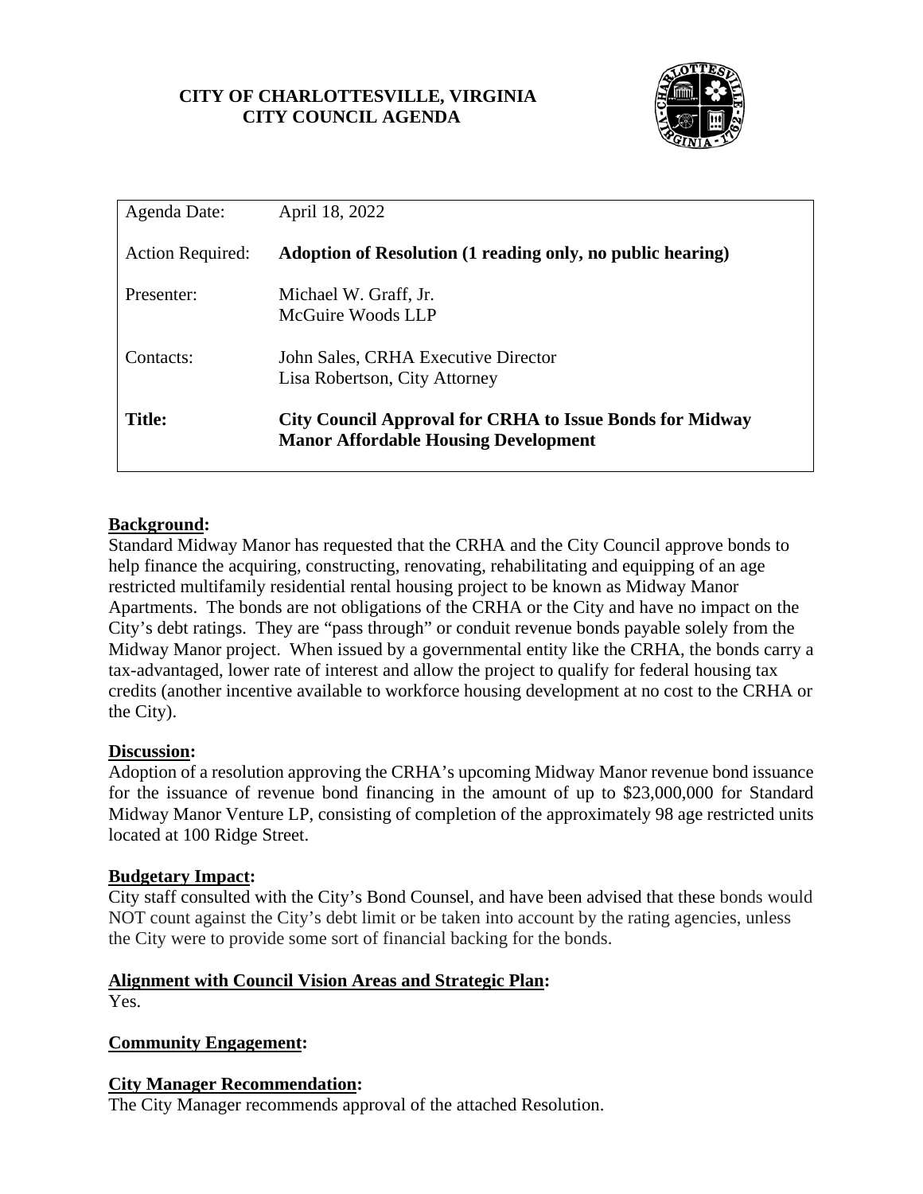**CITY OF CHARLOTTESVILLE, VIRGINIA**
**CITY COUNCIL AGENDA**

| | |
|---|---|
| Agenda Date: | April 18, 2022 |
| Action Required: | **Adoption of Resolution (1 reading only, no public hearing)** |
| Presenter: | Michael W. Graff, Jr.<br>McGuire Woods LLP |
| Contacts: | John Sales, CRHA Executive Director<br>Lisa Robertson, City Attorney |
| **Title:** | **City Council Approval for CRHA to Issue Bonds for Midway Manor Affordable Housing Development** |

**Background:**

Standard Midway Manor has requested that the CRHA and the City Council approve bonds to help finance the acquiring, constructing, renovating, rehabilitating and equipping of an age restricted multifamily residential rental housing project to be known as Midway Manor Apartments. The bonds are not obligations of the CRHA or the City and have no impact on the City's debt ratings. They are "pass through" or conduit revenue bonds payable solely from the Midway Manor project. When issued by a governmental entity like the CRHA, the bonds carry a tax-advantaged, lower rate of interest and allow the project to qualify for federal housing tax credits (another incentive available to workforce housing development at no cost to the CRHA or the City).

**Discussion:**

Adoption of a resolution approving the CRHA's upcoming Midway Manor revenue bond issuance for the issuance of revenue bond financing in the amount of up to $23,000,000 for Standard Midway Manor Venture LP, consisting of completion of the approximately 98 age restricted units located at 100 Ridge Street.

**Budgetary Impact:**

City staff consulted with the City's Bond Counsel, and have been advised that these bonds would NOT count against the City's debt limit or be taken into account by the rating agencies, unless the City were to provide some sort of financial backing for the bonds.

**Alignment with Council Vision Areas and Strategic Plan:**

Yes.

**Community Engagement:**

**City Manager Recommendation:**

The City Manager recommends approval of the attached Resolution.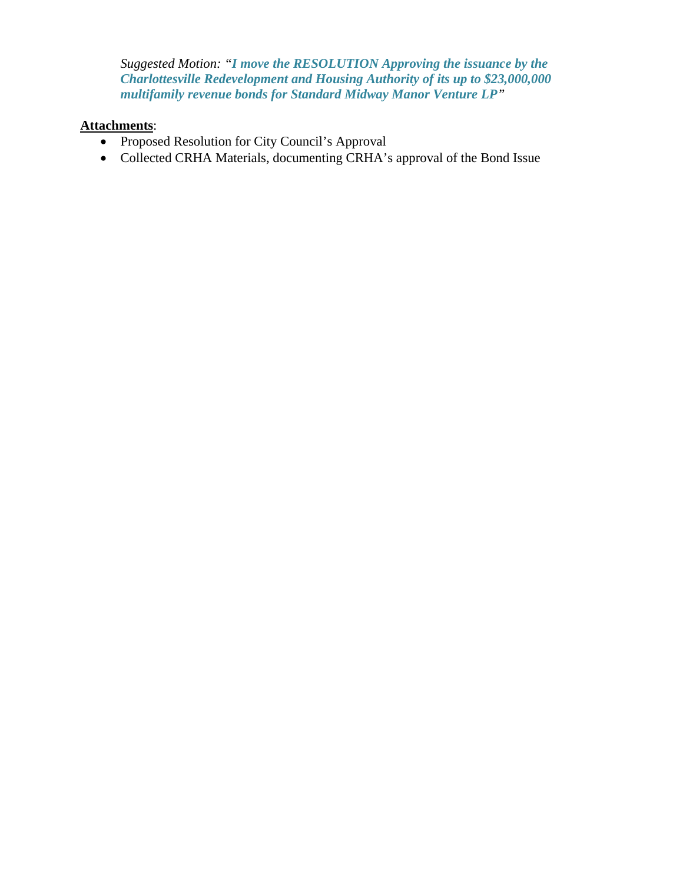*Suggested Motion: "**I move the RESOLUTION Approving the issuance by the Charlottesville Redevelopment and Housing Authority of its up to $23,000,000 multifamily revenue bonds for Standard Midway Manor Venture LP**"*

**Attachments**:

- Proposed Resolution for City Council's Approval
- Collected CRHA Materials, documenting CRHA's approval of the Bond Issue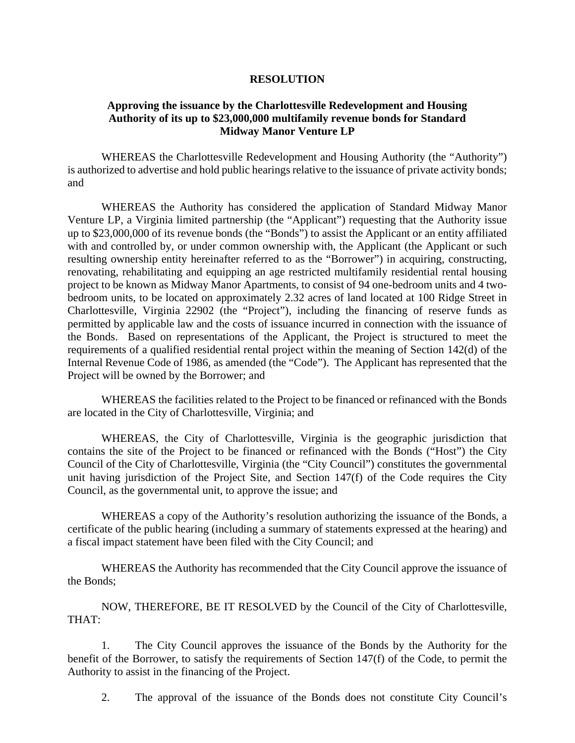**RESOLUTION**

**Approving the issuance by the Charlottesville Redevelopment and Housing Authority of its up to $23,000,000 multifamily revenue bonds for Standard Midway Manor Venture LP**

WHEREAS the Charlottesville Redevelopment and Housing Authority (the "Authority") is authorized to advertise and hold public hearings relative to the issuance of private activity bonds; and

WHEREAS the Authority has considered the application of Standard Midway Manor Venture LP, a Virginia limited partnership (the "Applicant") requesting that the Authority issue up to $23,000,000 of its revenue bonds (the "Bonds") to assist the Applicant or an entity affiliated with and controlled by, or under common ownership with, the Applicant (the Applicant or such resulting ownership entity hereinafter referred to as the "Borrower") in acquiring, constructing, renovating, rehabilitating and equipping an age restricted multifamily residential rental housing project to be known as Midway Manor Apartments, to consist of 94 one-bedroom units and 4 two-bedroom units, to be located on approximately 2.32 acres of land located at 100 Ridge Street in Charlottesville, Virginia 22902 (the "Project"), including the financing of reserve funds as permitted by applicable law and the costs of issuance incurred in connection with the issuance of the Bonds. Based on representations of the Applicant, the Project is structured to meet the requirements of a qualified residential rental project within the meaning of Section 142(d) of the Internal Revenue Code of 1986, as amended (the "Code"). The Applicant has represented that the Project will be owned by the Borrower; and

WHEREAS the facilities related to the Project to be financed or refinanced with the Bonds are located in the City of Charlottesville, Virginia; and

WHEREAS, the City of Charlottesville, Virginia is the geographic jurisdiction that contains the site of the Project to be financed or refinanced with the Bonds ("Host") the City Council of the City of Charlottesville, Virginia (the "City Council") constitutes the governmental unit having jurisdiction of the Project Site, and Section 147(f) of the Code requires the City Council, as the governmental unit, to approve the issue; and

WHEREAS a copy of the Authority's resolution authorizing the issuance of the Bonds, a certificate of the public hearing (including a summary of statements expressed at the hearing) and a fiscal impact statement have been filed with the City Council; and

WHEREAS the Authority has recommended that the City Council approve the issuance of the Bonds;

NOW, THEREFORE, BE IT RESOLVED by the Council of the City of Charlottesville, THAT:

1. The City Council approves the issuance of the Bonds by the Authority for the benefit of the Borrower, to satisfy the requirements of Section 147(f) of the Code, to permit the Authority to assist in the financing of the Project.

2. The approval of the issuance of the Bonds does not constitute City Council's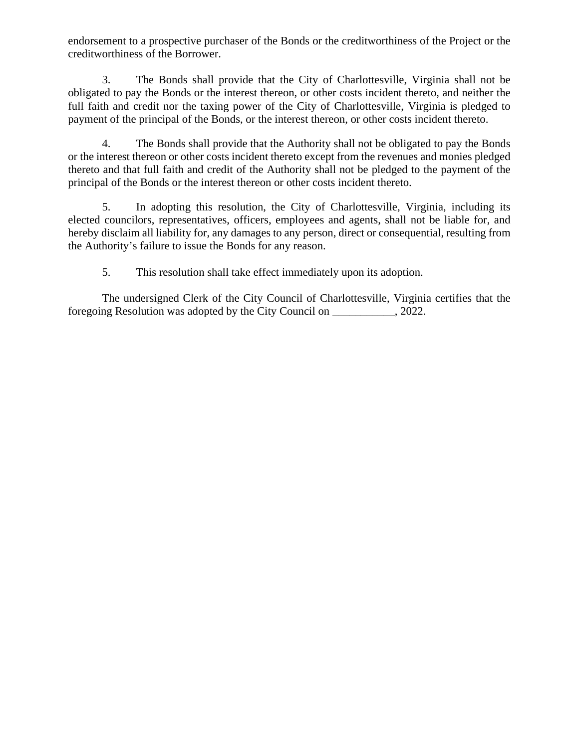endorsement to a prospective purchaser of the Bonds or the creditworthiness of the Project or the creditworthiness of the Borrower.

3. The Bonds shall provide that the City of Charlottesville, Virginia shall not be obligated to pay the Bonds or the interest thereon, or other costs incident thereto, and neither the full faith and credit nor the taxing power of the City of Charlottesville, Virginia is pledged to payment of the principal of the Bonds, or the interest thereon, or other costs incident thereto.

4. The Bonds shall provide that the Authority shall not be obligated to pay the Bonds or the interest thereon or other costs incident thereto except from the revenues and monies pledged thereto and that full faith and credit of the Authority shall not be pledged to the payment of the principal of the Bonds or the interest thereon or other costs incident thereto.

5. In adopting this resolution, the City of Charlottesville, Virginia, including its elected councilors, representatives, officers, employees and agents, shall not be liable for, and hereby disclaim all liability for, any damages to any person, direct or consequential, resulting from the Authority's failure to issue the Bonds for any reason.

5. This resolution shall take effect immediately upon its adoption.

The undersigned Clerk of the City Council of Charlottesville, Virginia certifies that the foregoing Resolution was adopted by the City Council on ___________, 2022.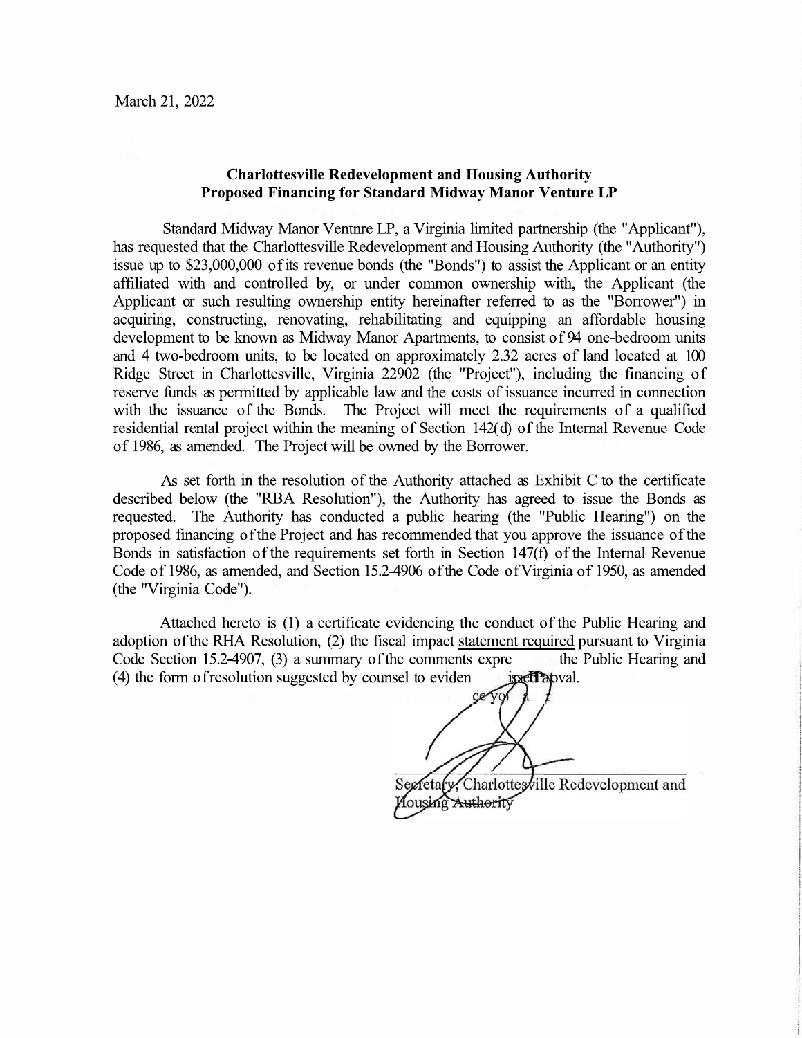March 21, 2022

**Charlottesville Redevelopment and Housing Authority**
**Proposed Financing for Standard Midway Manor Venture LP**

Standard Midway Manor Ventnre LP, a Virginia limited partnership (the "Applicant"), has requested that the Charlottesville Redevelopment and Housing Authority (the "Authority") issue up to $23,000,000 of its revenue bonds (the "Bonds") to assist the Applicant or an entity affiliated with and controlled by, or under common ownership with, the Applicant (the Applicant or such resulting ownership entity hereinafter referred to as the "Borrower") in acquiring, constructing, renovating, rehabilitating and equipping an affordable housing development to be known as Midway Manor Apartments, to consist of 94 one-bedroom units and 4 two-bedroom units, to be located on approximately 2.32 acres of land located at 100 Ridge Street in Charlottesville, Virginia 22902 (the "Project"), including the financing of reserve funds as permitted by applicable law and the costs of issuance incurred in connection with the issuance of the Bonds. The Project will meet the requirements of a qualified residential rental project within the meaning of Section 142(d) of the Internal Revenue Code of 1986, as amended. The Project will be owned by the Borrower.

As set forth in the resolution of the Authority attached as Exhibit C to the certificate described below (the "RBA Resolution"), the Authority has agreed to issue the Bonds as requested. The Authority has conducted a public hearing (the "Public Hearing") on the proposed financing of the Project and has recommended that you approve the issuance of the Bonds in satisfaction of the requirements set forth in Section 147(f) of the Internal Revenue Code of 1986, as amended, and Section 15.2-4906 of the Code of Virginia of 1950, as amended (the "Virginia Code").

Attached hereto is (1) a certificate evidencing the conduct of the Public Hearing and adoption of the RHA Resolution, (2) the fiscal impact statement required pursuant to Virginia Code Section 15.2-4907, (3) a summary of the comments expre the Public Hearing and (4) the form of resolution suggested by counsel to eviden ce your approval.

Secretary, Charlottesville Redevelopment and Housing Authority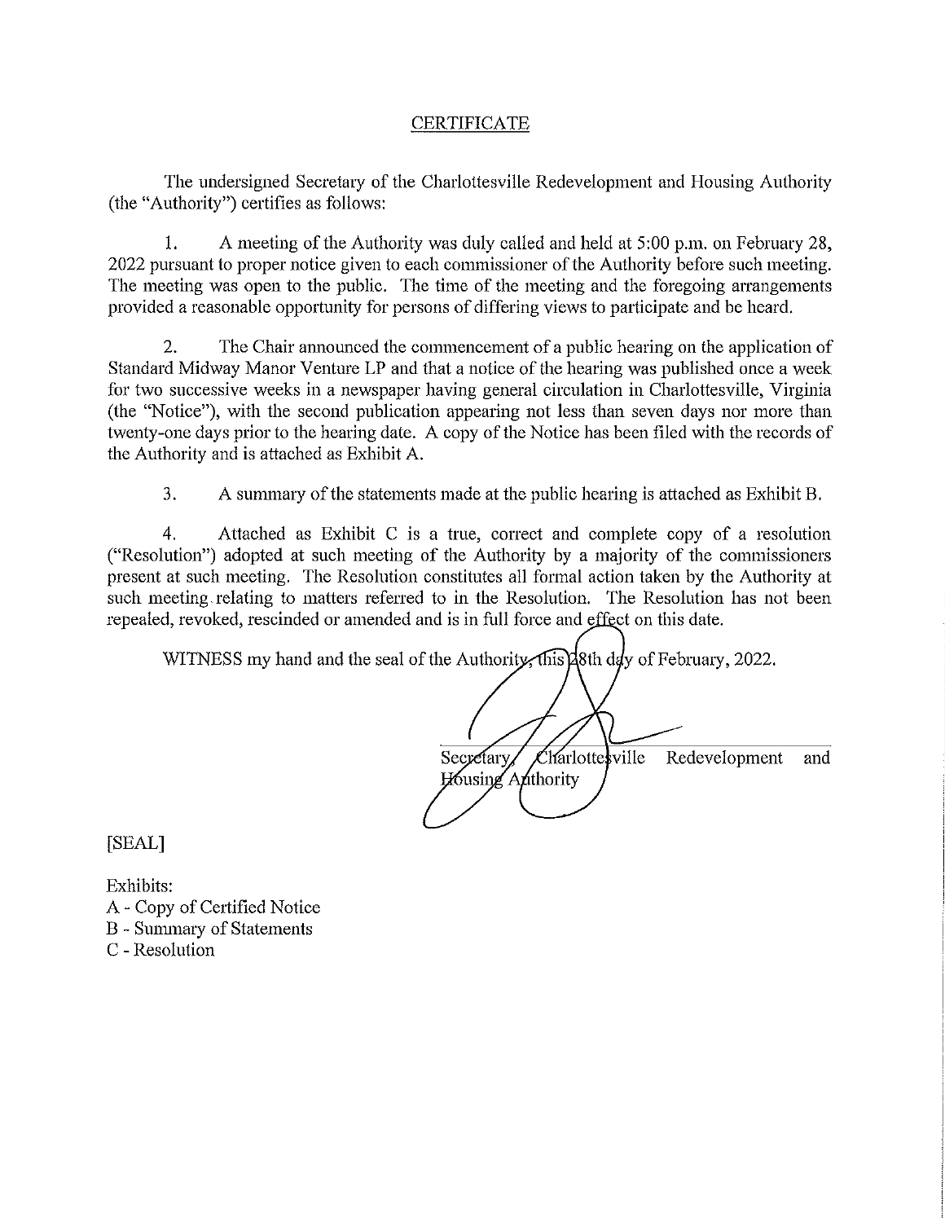# CERTIFICATE

The undersigned Secretary of the Charlottesville Redevelopment and Housing Authority (the "Authority") certifies as follows:

1. A meeting of the Authority was duly called and held at 5:00 p.m. on February 28, 2022 pursuant to proper notice given to each commissioner of the Authority before such meeting. The meeting was open to the public. The time of the meeting and the foregoing arrangements provided a reasonable opportunity for persons of differing views to participate and be heard.

2. The Chair announced the commencement of a public hearing on the application of Standard Midway Manor Venture LP and that a notice of the hearing was published once a week for two successive weeks in a newspaper having general circulation in Charlottesville, Virginia (the "Notice"), with the second publication appearing not less than seven days nor more than twenty-one days prior to the hearing date. A copy of the Notice has been filed with the records of the Authority and is attached as Exhibit A.

3. A summary of the statements made at the public hearing is attached as Exhibit B.

4. Attached as Exhibit C is a true, correct and complete copy of a resolution ("Resolution") adopted at such meeting of the Authority by a majority of the commissioners present at such meeting. The Resolution constitutes all formal action taken by the Authority at such meeting relating to matters referred to in the Resolution. The Resolution has not been repealed, revoked, rescinded or amended and is in full force and effect on this date.

WITNESS my hand and the seal of the Authority, this 28th day of February, 2022.

Secretary, Charlottesville Redevelopment and Housing Authority

[SEAL]

Exhibits:
A - Copy of Certified Notice
B - Summary of Statements
C - Resolution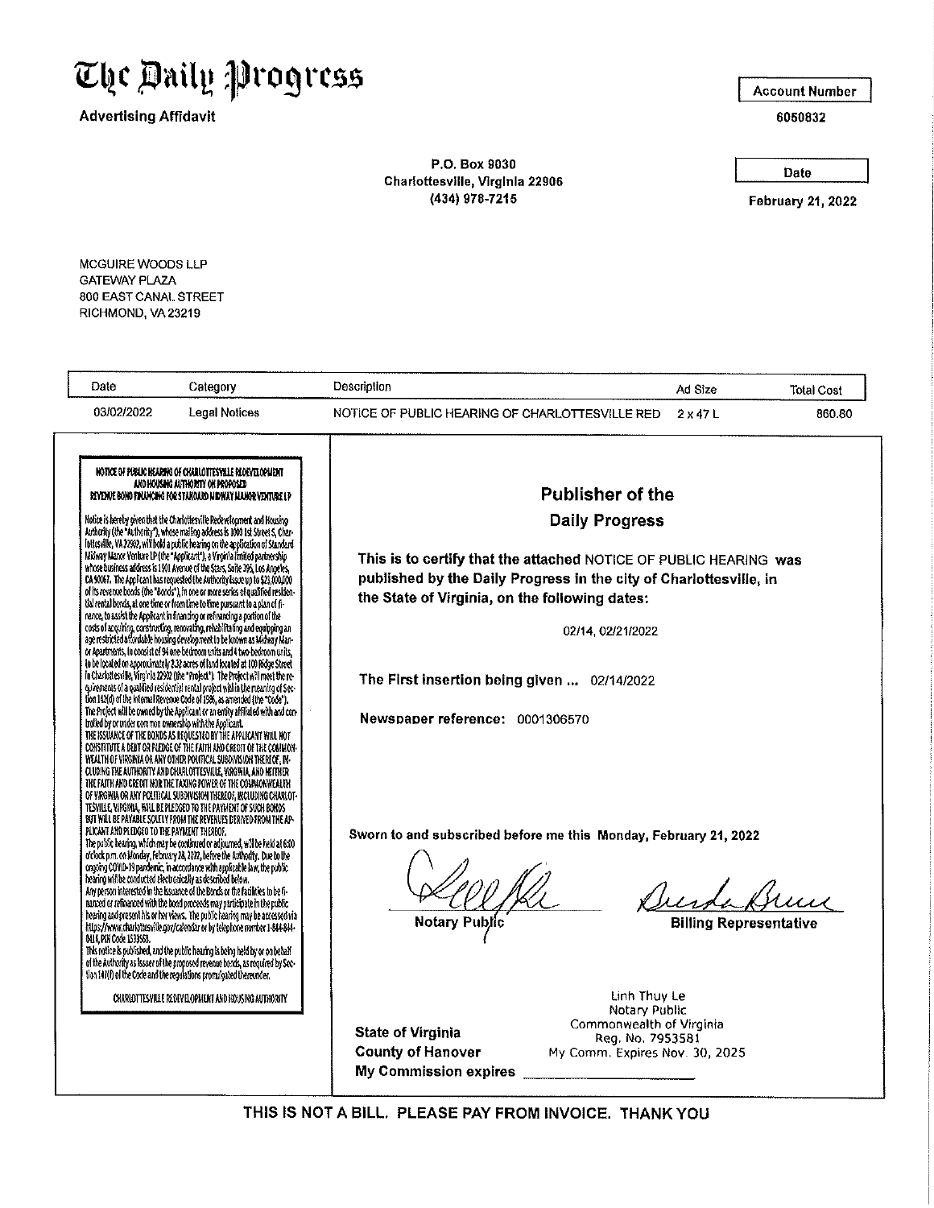# The Daily Progress

**Advertising Affidavit**

P.O. Box 9030
Charlottesville, Virginia 22906
(434) 978-7215

| Account Number |
|---|
| 6050832 |

| Date |
|---|
| February 21, 2022 |

MCGUIRE WOODS LLP
GATEWAY PLAZA
800 EAST CANAL STREET
RICHMOND, VA 23219

| Date | Category | Description | Ad Size | Total Cost |
|---|---|---|---|---|
| 03/02/2022 | Legal Notices | NOTICE OF PUBLIC HEARING OF CHARLOTTESVILLE RED | 2 x 47 L | 860.80 |

NOTICE OF PUBLIC HEARING OF CHARLOTTESVILLE REDEVELOPMENT AND HOUSING AUTHORITY ON PROPOSED REVENUE BOND FINANCING FOR STANDARD MIDWAY MANOR VENTURE LP

Notice is hereby given that the Charlottesville Redevelopment and Housing Authority (the "Authority"), whose mailing address is 1000 1st Street S, Charlottesville, VA 22902, will hold a public hearing on the application of Standard Midway Manor Venture LP (the "Applicant"), a Virginia limited partnership whose business address is 1901 Avenue of the Stars, Suite 395, Los Angeles, CA 90067. The Applicant has requested the Authority issue up to $23,000,000 of its revenue bonds (the "Bonds"), in one or more series of qualified residential rental bonds, at one time or from time to time pursuant to a plan of finance, to assist the Applicant in financing or refinancing a portion of the costs of acquiring, constructing, renovating, rehabilitating and equipping an age restricted affordable housing development to be known as Midway Manor Apartments, to consist of 94 one-bedroom units and 4 two-bedroom units, to be located on approximately 2.32 acres of land located at 100 Ridge Street in Charlottesville, Virginia 22902 (the "Project"). The Project will meet the requirements of a qualified residential rental project within the meaning of Section 142(d) of the Internal Revenue Code of 1986, as amended (the "Code"). The Project will be owned by the Applicant or an entity affiliated with and controlled by or under common ownership with the Applicant.

THE ISSUANCE OF THE BONDS AS REQUESTED BY THE APPLICANT WILL NOT CONSTITUTE A DEBT OR PLEDGE OF THE FAITH AND CREDIT OF THE COMMONWEALTH OF VIRGINIA OR ANY OTHER POLITICAL SUBDIVISION THEREOF, INCLUDING THE AUTHORITY AND CHARLOTTESVILLE, VIRGINIA, AND NEITHER THE FAITH AND CREDIT NOR THE TAXING POWER OF THE COMMONWEALTH OF VIRGINIA OR ANY POLITICAL SUBDIVISION THEREOF, INCLUDING CHARLOTTESVILLE, VIRGINIA, WILL BE PLEDGED TO THE PAYMENT OF SUCH BONDS BUT WILL BE PAYABLE SOLELY FROM THE REVENUES DERIVED FROM THE APPLICANT AND PLEDGED TO THE PAYMENT THEREOF.

The public hearing, which may be continued or adjourned, will be held at 6:00 o'clock p.m. on Monday, February 28, 2022, before the Authority. Due to the ongoing COVID-19 pandemic, in accordance with applicable law, the public hearing will be conducted electronically as described below.

Any person interested in the issuance of the Bonds or the facilities to be financed or refinanced with the bond proceeds may participate in the public hearing and present his or her views. The public hearing may be accessed via https://www.charlottesville.gov/calendar or by telephone number 1-844-844-0414, PIN Code 1533558.

This notice is published, and the public hearing is being held by or on behalf of the Authority as issuer of the proposed revenue bonds, as required by Section 147(f) of the Code and the regulations promulgated thereunder.

CHARLOTTESVILLE REDEVELOPMENT AND HOUSING AUTHORITY

## Publisher of the Daily Progress

**This is to certify that the attached** NOTICE OF PUBLIC HEARING **was published by the Daily Progress in the city of Charlottesville, in the State of Virginia, on the following dates:**

02/14, 02/21/2022

**The First insertion being given ...** 02/14/2022

**Newspaper reference:** 0001306570

**Sworn to and subscribed before me this Monday, February 21, 2022**

**Notary Public** **Billing Representative**

Linh Thuy Le
Notary Public
Commonwealth of Virginia
Reg. No. 7953581
My Comm. Expires Nov. 30, 2025

**State of Virginia**
**County of Hanover**
**My Commission expires** ____________

**THIS IS NOT A BILL. PLEASE PAY FROM INVOICE. THANK YOU**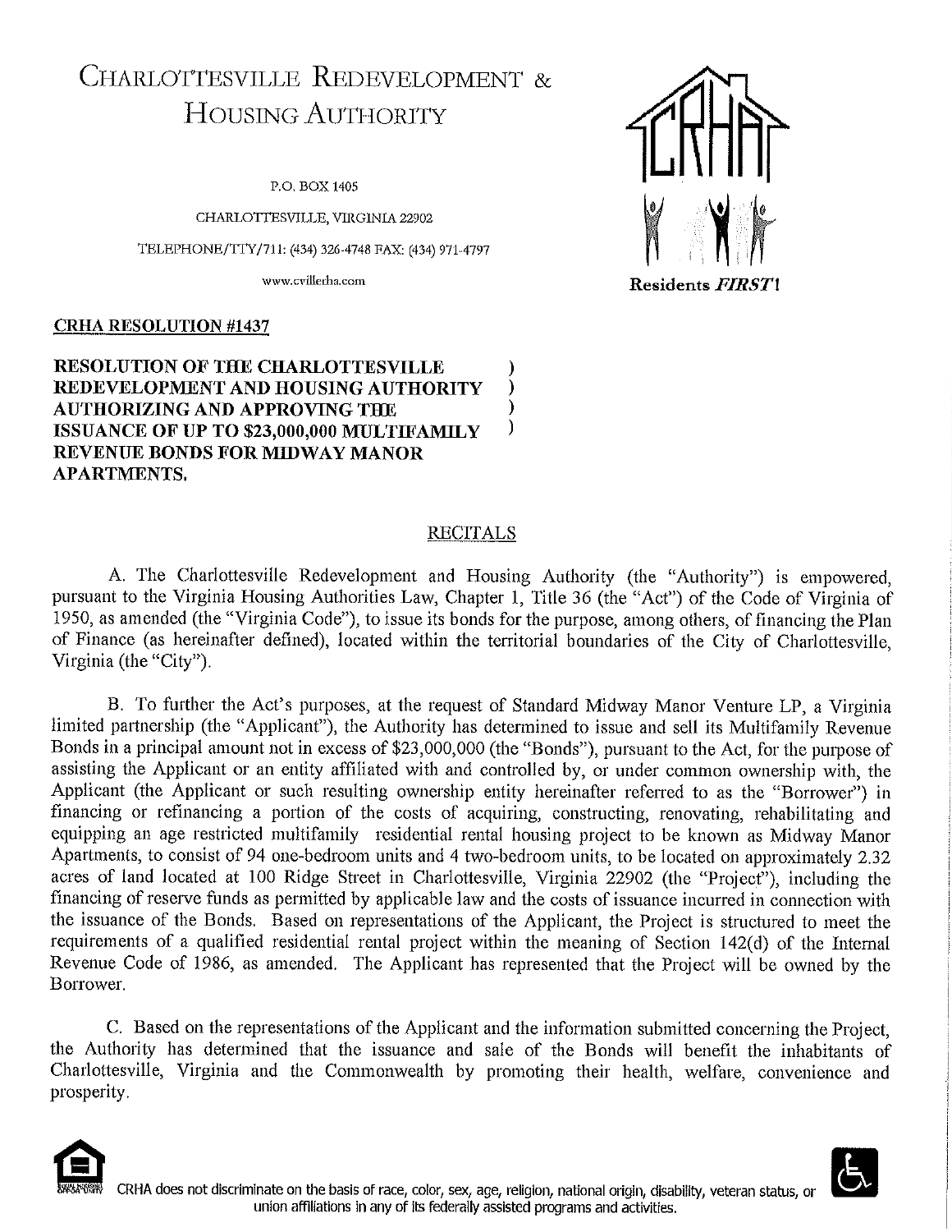# CHARLOTTESVILLE REDEVELOPMENT & HOUSING AUTHORITY

P.O. BOX 1405

CHARLOTTESVILLE, VIRGINIA 22902

TELEPHONE/TTY/711: (434) 326-4748 FAX: (434) 971-4797

www.cvillerha.com

Residents *FIRST*!

**CRHA RESOLUTION #1437**

**RESOLUTION OF THE CHARLOTTESVILLE REDEVELOPMENT AND HOUSING AUTHORITY AUTHORIZING AND APPROVING THE ISSUANCE OF UP TO $23,000,000 MULTIFAMILY REVENUE BONDS FOR MIDWAY MANOR APARTMENTS.**

## RECITALS

A. The Charlottesville Redevelopment and Housing Authority (the "Authority") is empowered, pursuant to the Virginia Housing Authorities Law, Chapter 1, Title 36 (the "Act") of the Code of Virginia of 1950, as amended (the "Virginia Code"), to issue its bonds for the purpose, among others, of financing the Plan of Finance (as hereinafter defined), located within the territorial boundaries of the City of Charlottesville, Virginia (the "City").

B. To further the Act's purposes, at the request of Standard Midway Manor Venture LP, a Virginia limited partnership (the "Applicant"), the Authority has determined to issue and sell its Multifamily Revenue Bonds in a principal amount not in excess of $23,000,000 (the "Bonds"), pursuant to the Act, for the purpose of assisting the Applicant or an entity affiliated with and controlled by, or under common ownership with, the Applicant (the Applicant or such resulting ownership entity hereinafter referred to as the "Borrower") in financing or refinancing a portion of the costs of acquiring, constructing, renovating, rehabilitating and equipping an age restricted multifamily residential rental housing project to be known as Midway Manor Apartments, to consist of 94 one-bedroom units and 4 two-bedroom units, to be located on approximately 2.32 acres of land located at 100 Ridge Street in Charlottesville, Virginia 22902 (the "Project"), including the financing of reserve funds as permitted by applicable law and the costs of issuance incurred in connection with the issuance of the Bonds. Based on representations of the Applicant, the Project is structured to meet the requirements of a qualified residential rental project within the meaning of Section 142(d) of the Internal Revenue Code of 1986, as amended. The Applicant has represented that the Project will be owned by the Borrower.

C. Based on the representations of the Applicant and the information submitted concerning the Project, the Authority has determined that the issuance and sale of the Bonds will benefit the inhabitants of Charlottesville, Virginia and the Commonwealth by promoting their health, welfare, convenience and prosperity.

CRHA does not discriminate on the basis of race, color, sex, age, religion, national origin, disability, veteran status, or union affiliations in any of its federally assisted programs and activities.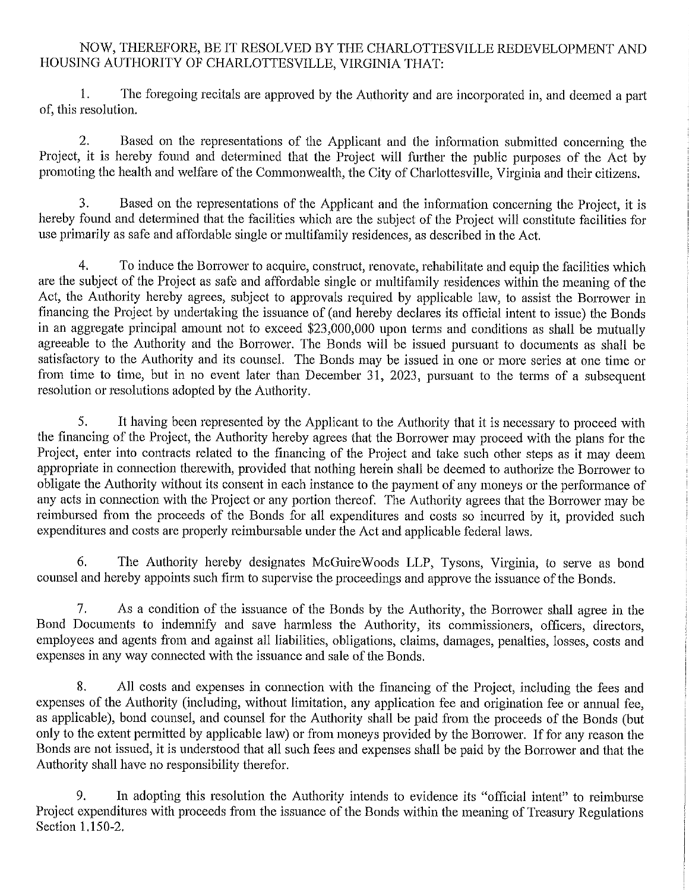NOW, THEREFORE, BE IT RESOLVED BY THE CHARLOTTESVILLE REDEVELOPMENT AND HOUSING AUTHORITY OF CHARLOTTESVILLE, VIRGINIA THAT:

1. The foregoing recitals are approved by the Authority and are incorporated in, and deemed a part of, this resolution.

2. Based on the representations of the Applicant and the information submitted concerning the Project, it is hereby found and determined that the Project will further the public purposes of the Act by promoting the health and welfare of the Commonwealth, the City of Charlottesville, Virginia and their citizens.

3. Based on the representations of the Applicant and the information concerning the Project, it is hereby found and determined that the facilities which are the subject of the Project will constitute facilities for use primarily as safe and affordable single or multifamily residences, as described in the Act.

4. To induce the Borrower to acquire, construct, renovate, rehabilitate and equip the facilities which are the subject of the Project as safe and affordable single or multifamily residences within the meaning of the Act, the Authority hereby agrees, subject to approvals required by applicable law, to assist the Borrower in financing the Project by undertaking the issuance of (and hereby declares its official intent to issue) the Bonds in an aggregate principal amount not to exceed $23,000,000 upon terms and conditions as shall be mutually agreeable to the Authority and the Borrower. The Bonds will be issued pursuant to documents as shall be satisfactory to the Authority and its counsel. The Bonds may be issued in one or more series at one time or from time to time, but in no event later than December 31, 2023, pursuant to the terms of a subsequent resolution or resolutions adopted by the Authority.

5. It having been represented by the Applicant to the Authority that it is necessary to proceed with the financing of the Project, the Authority hereby agrees that the Borrower may proceed with the plans for the Project, enter into contracts related to the financing of the Project and take such other steps as it may deem appropriate in connection therewith, provided that nothing herein shall be deemed to authorize the Borrower to obligate the Authority without its consent in each instance to the payment of any moneys or the performance of any acts in connection with the Project or any portion thereof. The Authority agrees that the Borrower may be reimbursed from the proceeds of the Bonds for all expenditures and costs so incurred by it, provided such expenditures and costs are properly reimbursable under the Act and applicable federal laws.

6. The Authority hereby designates McGuireWoods LLP, Tysons, Virginia, to serve as bond counsel and hereby appoints such firm to supervise the proceedings and approve the issuance of the Bonds.

7. As a condition of the issuance of the Bonds by the Authority, the Borrower shall agree in the Bond Documents to indemnify and save harmless the Authority, its commissioners, officers, directors, employees and agents from and against all liabilities, obligations, claims, damages, penalties, losses, costs and expenses in any way connected with the issuance and sale of the Bonds.

8. All costs and expenses in connection with the financing of the Project, including the fees and expenses of the Authority (including, without limitation, any application fee and origination fee or annual fee, as applicable), bond counsel, and counsel for the Authority shall be paid from the proceeds of the Bonds (but only to the extent permitted by applicable law) or from moneys provided by the Borrower. If for any reason the Bonds are not issued, it is understood that all such fees and expenses shall be paid by the Borrower and that the Authority shall have no responsibility therefor.

9. In adopting this resolution the Authority intends to evidence its "official intent" to reimburse Project expenditures with proceeds from the issuance of the Bonds within the meaning of Treasury Regulations Section 1.150-2.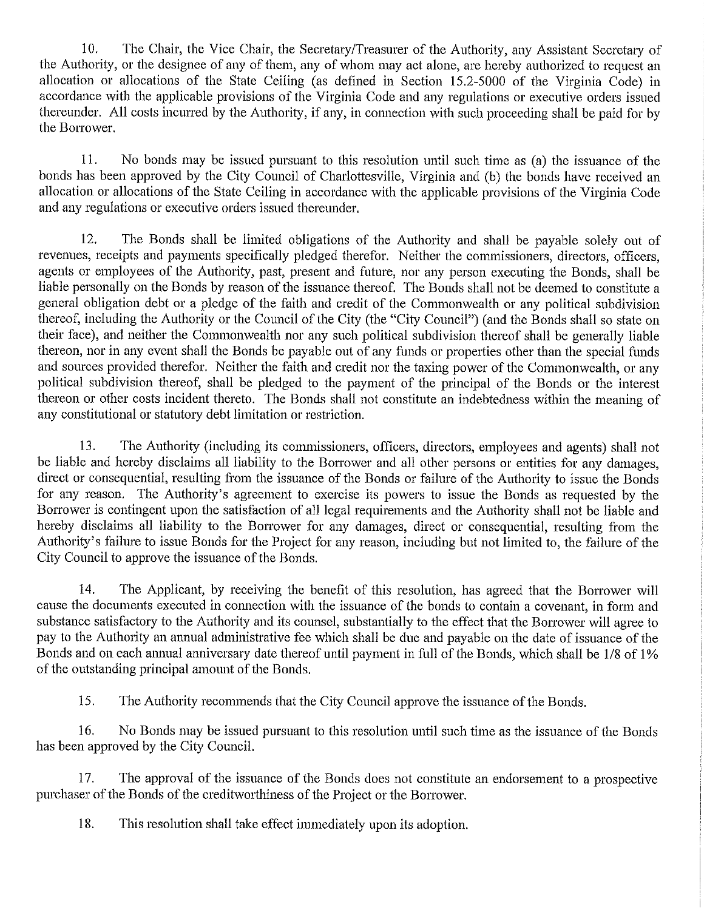10. The Chair, the Vice Chair, the Secretary/Treasurer of the Authority, any Assistant Secretary of the Authority, or the designee of any of them, any of whom may act alone, are hereby authorized to request an allocation or allocations of the State Ceiling (as defined in Section 15.2-5000 of the Virginia Code) in accordance with the applicable provisions of the Virginia Code and any regulations or executive orders issued thereunder. All costs incurred by the Authority, if any, in connection with such proceeding shall be paid for by the Borrower.

11. No bonds may be issued pursuant to this resolution until such time as (a) the issuance of the bonds has been approved by the City Council of Charlottesville, Virginia and (b) the bonds have received an allocation or allocations of the State Ceiling in accordance with the applicable provisions of the Virginia Code and any regulations or executive orders issued thereunder.

12. The Bonds shall be limited obligations of the Authority and shall be payable solely out of revenues, receipts and payments specifically pledged therefor. Neither the commissioners, directors, officers, agents or employees of the Authority, past, present and future, nor any person executing the Bonds, shall be liable personally on the Bonds by reason of the issuance thereof. The Bonds shall not be deemed to constitute a general obligation debt or a pledge of the faith and credit of the Commonwealth or any political subdivision thereof, including the Authority or the Council of the City (the "City Council") (and the Bonds shall so state on their face), and neither the Commonwealth nor any such political subdivision thereof shall be generally liable thereon, nor in any event shall the Bonds be payable out of any funds or properties other than the special funds and sources provided therefor. Neither the faith and credit nor the taxing power of the Commonwealth, or any political subdivision thereof, shall be pledged to the payment of the principal of the Bonds or the interest thereon or other costs incident thereto. The Bonds shall not constitute an indebtedness within the meaning of any constitutional or statutory debt limitation or restriction.

13. The Authority (including its commissioners, officers, directors, employees and agents) shall not be liable and hereby disclaims all liability to the Borrower and all other persons or entities for any damages, direct or consequential, resulting from the issuance of the Bonds or failure of the Authority to issue the Bonds for any reason. The Authority's agreement to exercise its powers to issue the Bonds as requested by the Borrower is contingent upon the satisfaction of all legal requirements and the Authority shall not be liable and hereby disclaims all liability to the Borrower for any damages, direct or consequential, resulting from the Authority's failure to issue Bonds for the Project for any reason, including but not limited to, the failure of the City Council to approve the issuance of the Bonds.

14. The Applicant, by receiving the benefit of this resolution, has agreed that the Borrower will cause the documents executed in connection with the issuance of the bonds to contain a covenant, in form and substance satisfactory to the Authority and its counsel, substantially to the effect that the Borrower will agree to pay to the Authority an annual administrative fee which shall be due and payable on the date of issuance of the Bonds and on each annual anniversary date thereof until payment in full of the Bonds, which shall be 1/8 of 1% of the outstanding principal amount of the Bonds.

15. The Authority recommends that the City Council approve the issuance of the Bonds.

16. No Bonds may be issued pursuant to this resolution until such time as the issuance of the Bonds has been approved by the City Council.

17. The approval of the issuance of the Bonds does not constitute an endorsement to a prospective purchaser of the Bonds of the creditworthiness of the Project or the Borrower.

18. This resolution shall take effect immediately upon its adoption.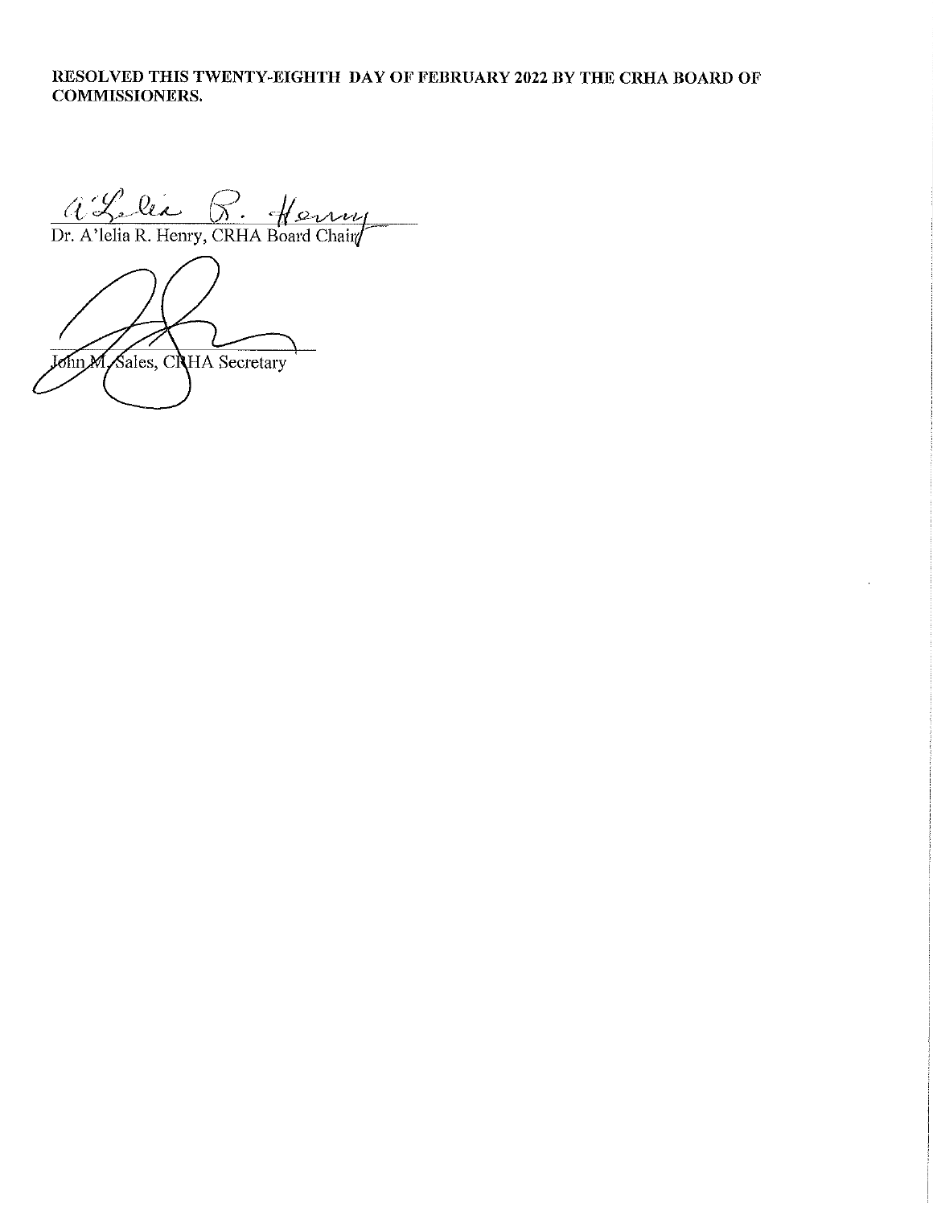**RESOLVED THIS TWENTY-EIGHTH DAY OF FEBRUARY 2022 BY THE CRHA BOARD OF COMMISSIONERS.**

Dr. A'lelia R. Henry, CRHA Board Chair

John M. Sales, CRHA Secretary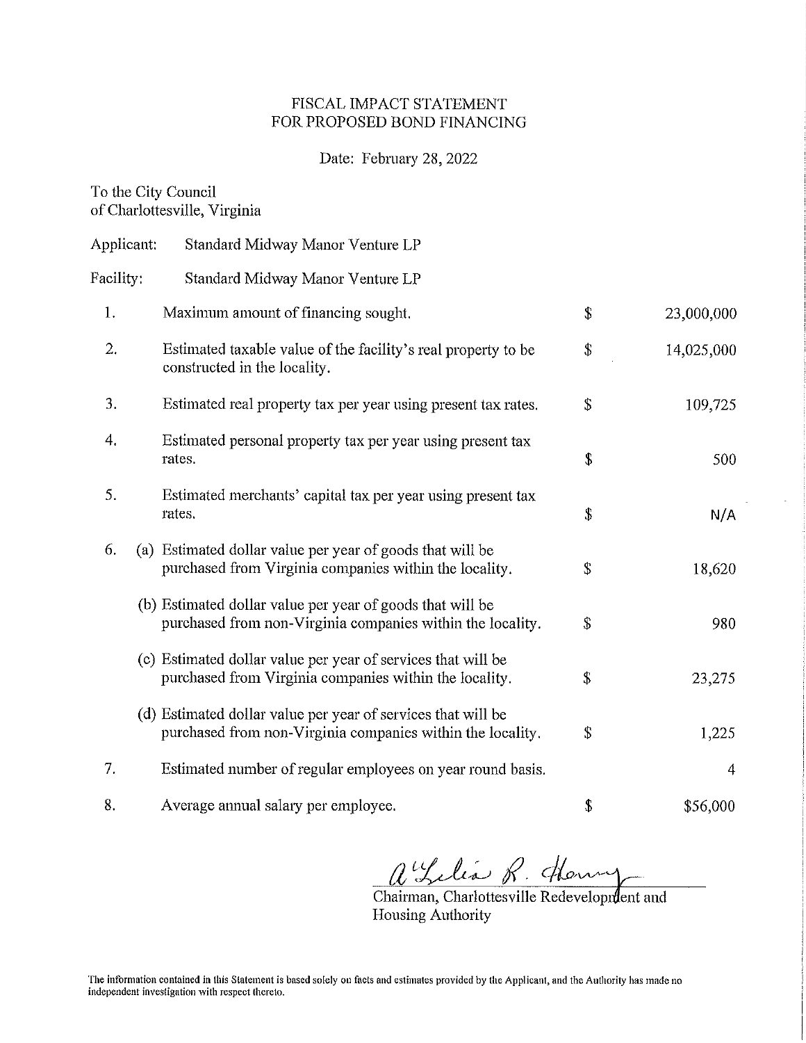# FISCAL IMPACT STATEMENT FOR PROPOSED BOND FINANCING

Date: February 28, 2022

To the City Council
of Charlottesville, Virginia

Applicant: Standard Midway Manor Venture LP

Facility: Standard Midway Manor Venture LP

| | | | |
|---|---|---|---|
| 1. | Maximum amount of financing sought. | $ | 23,000,000 |
| 2. | Estimated taxable value of the facility's real property to be constructed in the locality. | $ | 14,025,000 |
| 3. | Estimated real property tax per year using present tax rates. | $ | 109,725 |
| 4. | Estimated personal property tax per year using present tax rates. | $ | 500 |
| 5. | Estimated merchants' capital tax per year using present tax rates. | $ | N/A |
| 6. | (a) Estimated dollar value per year of goods that will be purchased from Virginia companies within the locality. | $ | 18,620 |
| | (b) Estimated dollar value per year of goods that will be purchased from non-Virginia companies within the locality. | $ | 980 |
| | (c) Estimated dollar value per year of services that will be purchased from Virginia companies within the locality. | $ | 23,275 |
| | (d) Estimated dollar value per year of services that will be purchased from non-Virginia companies within the locality. | $ | 1,225 |
| 7. | Estimated number of regular employees on year round basis. | | 4 |
| 8. | Average annual salary per employee. | $ | $56,000 |

A'Lelia R. Henry
Chairman, Charlottesville Redevelopment and Housing Authority

The information contained in this Statement is based solely on facts and estimates provided by the Applicant, and the Authority has made no independent investigation with respect thereto.